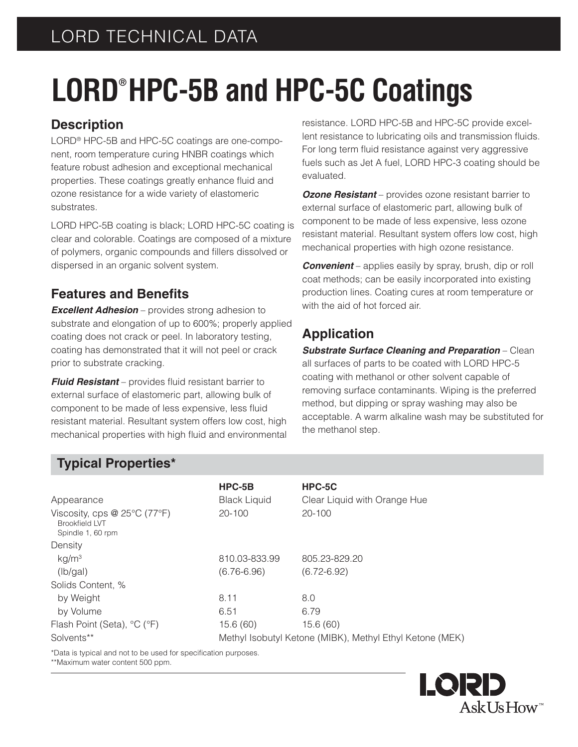LORD TECHNICAL DATA

# LORD® HPC-5B and HPC-5C Coatings

## Description

LORD® HPC-5B and HPC-5C coatings are one-component, room temperature curing HNBR coatings which feature robust adhesion and exceptional mechanical properties. These coatings greatly enhance fluid and ozone resistance for a wide variety of elastomeric substrates.

LORD HPC-5B coating is black; LORD HPC-5C coating is clear and colorable. Coatings are composed of a mixture of polymers, organic compounds and fillers dissolved or dispersed in an organic solvent system.

## Features and Benefits

***Excellent Adhesion*** – provides strong adhesion to substrate and elongation of up to 600%; properly applied coating does not crack or peel. In laboratory testing, coating has demonstrated that it will not peel or crack prior to substrate cracking.

***Fluid Resistant*** – provides fluid resistant barrier to external surface of elastomeric part, allowing bulk of component to be made of less expensive, less fluid resistant material. Resultant system offers low cost, high mechanical properties with high fluid and environmental resistance. LORD HPC-5B and HPC-5C provide excellent resistance to lubricating oils and transmission fluids. For long term fluid resistance against very aggressive fuels such as Jet A fuel, LORD HPC-3 coating should be evaluated.

***Ozone Resistant*** – provides ozone resistant barrier to external surface of elastomeric part, allowing bulk of component to be made of less expensive, less ozone resistant material. Resultant system offers low cost, high mechanical properties with high ozone resistance.

***Convenient*** – applies easily by spray, brush, dip or roll coat methods; can be easily incorporated into existing production lines. Coating cures at room temperature or with the aid of hot forced air.

## Application

***Substrate Surface Cleaning and Preparation*** – Clean all surfaces of parts to be coated with LORD HPC-5 coating with methanol or other solvent capable of removing surface contaminants. Wiping is the preferred method, but dipping or spray washing may also be acceptable. A warm alkaline wash may be substituted for the methanol step.

## Typical Properties*

| | HPC-5B | HPC-5C |
|---|---|---|
| Appearance | Black Liquid | Clear Liquid with Orange Hue |
| Viscosity, cps @ 25°C (77°F) Brookfield LVT Spindle 1, 60 rpm | 20-100 | 20-100 |
| Density | | |
| kg/m³ | 810.03-833.99 | 805.23-829.20 |
| (lb/gal) | (6.76-6.96) | (6.72-6.92) |
| Solids Content, % | | |
| by Weight | 8.11 | 8.0 |
| by Volume | 6.51 | 6.79 |
| Flash Point (Seta), °C (°F) | 15.6 (60) | 15.6 (60) |
| Solvents** | Methyl Isobutyl Ketone (MIBK), Methyl Ethyl Ketone (MEK) | |

*Data is typical and not to be used for specification purposes.
**Maximum water content 500 ppm.

LORD AskUsHow™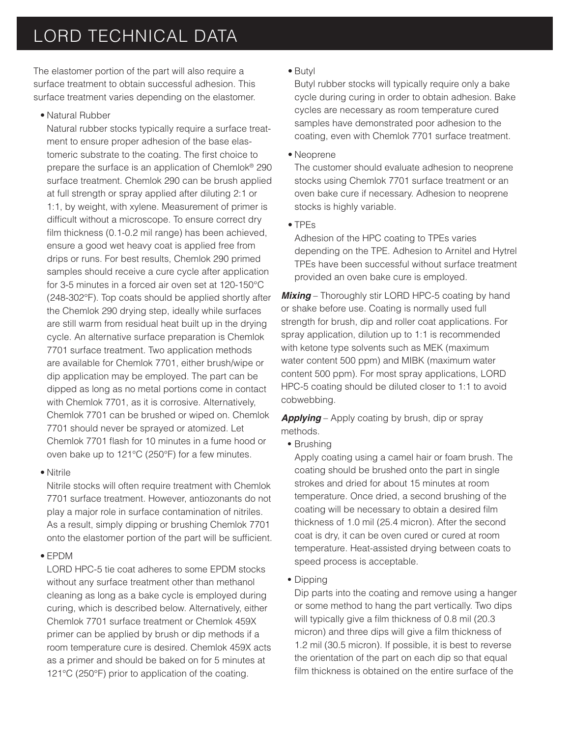The elastomer portion of the part will also require a surface treatment to obtain successful adhesion. This surface treatment varies depending on the elastomer.

- Natural Rubber

  Natural rubber stocks typically require a surface treatment to ensure proper adhesion of the base elastomeric substrate to the coating. The first choice to prepare the surface is an application of Chemlok® 290 surface treatment. Chemlok 290 can be brush applied at full strength or spray applied after diluting 2:1 or 1:1, by weight, with xylene. Measurement of primer is difficult without a microscope. To ensure correct dry film thickness (0.1-0.2 mil range) has been achieved, ensure a good wet heavy coat is applied free from drips or runs. For best results, Chemlok 290 primed samples should receive a cure cycle after application for 3-5 minutes in a forced air oven set at 120-150°C (248-302°F). Top coats should be applied shortly after the Chemlok 290 drying step, ideally while surfaces are still warm from residual heat built up in the drying cycle. An alternative surface preparation is Chemlok 7701 surface treatment. Two application methods are available for Chemlok 7701, either brush/wipe or dip application may be employed. The part can be dipped as long as no metal portions come in contact with Chemlok 7701, as it is corrosive. Alternatively, Chemlok 7701 can be brushed or wiped on. Chemlok 7701 should never be sprayed or atomized. Let Chemlok 7701 flash for 10 minutes in a fume hood or oven bake up to 121°C (250°F) for a few minutes.

- Nitrile

  Nitrile stocks will often require treatment with Chemlok 7701 surface treatment. However, antiozonants do not play a major role in surface contamination of nitriles. As a result, simply dipping or brushing Chemlok 7701 onto the elastomer portion of the part will be sufficient.

- EPDM

  LORD HPC-5 tie coat adheres to some EPDM stocks without any surface treatment other than methanol cleaning as long as a bake cycle is employed during curing, which is described below. Alternatively, either Chemlok 7701 surface treatment or Chemlok 459X primer can be applied by brush or dip methods if a room temperature cure is desired. Chemlok 459X acts as a primer and should be baked on for 5 minutes at 121°C (250°F) prior to application of the coating.

- Butyl

  Butyl rubber stocks will typically require only a bake cycle during curing in order to obtain adhesion. Bake cycles are necessary as room temperature cured samples have demonstrated poor adhesion to the coating, even with Chemlok 7701 surface treatment.

- Neoprene

  The customer should evaluate adhesion to neoprene stocks using Chemlok 7701 surface treatment or an oven bake cure if necessary. Adhesion to neoprene stocks is highly variable.

- TPEs

  Adhesion of the HPC coating to TPEs varies depending on the TPE. Adhesion to Arnitel and Hytrel TPEs have been successful without surface treatment provided an oven bake cure is employed.

***Mixing*** – Thoroughly stir LORD HPC-5 coating by hand or shake before use. Coating is normally used full strength for brush, dip and roller coat applications. For spray application, dilution up to 1:1 is recommended with ketone type solvents such as MEK (maximum water content 500 ppm) and MIBK (maximum water content 500 ppm). For most spray applications, LORD HPC-5 coating should be diluted closer to 1:1 to avoid cobwebbing.

***Applying*** – Apply coating by brush, dip or spray methods.

- Brushing

  Apply coating using a camel hair or foam brush. The coating should be brushed onto the part in single strokes and dried for about 15 minutes at room temperature. Once dried, a second brushing of the coating will be necessary to obtain a desired film thickness of 1.0 mil (25.4 micron). After the second coat is dry, it can be oven cured or cured at room temperature. Heat-assisted drying between coats to speed process is acceptable.

- Dipping

  Dip parts into the coating and remove using a hanger or some method to hang the part vertically. Two dips will typically give a film thickness of 0.8 mil (20.3 micron) and three dips will give a film thickness of 1.2 mil (30.5 micron). If possible, it is best to reverse the orientation of the part on each dip so that equal film thickness is obtained on the entire surface of the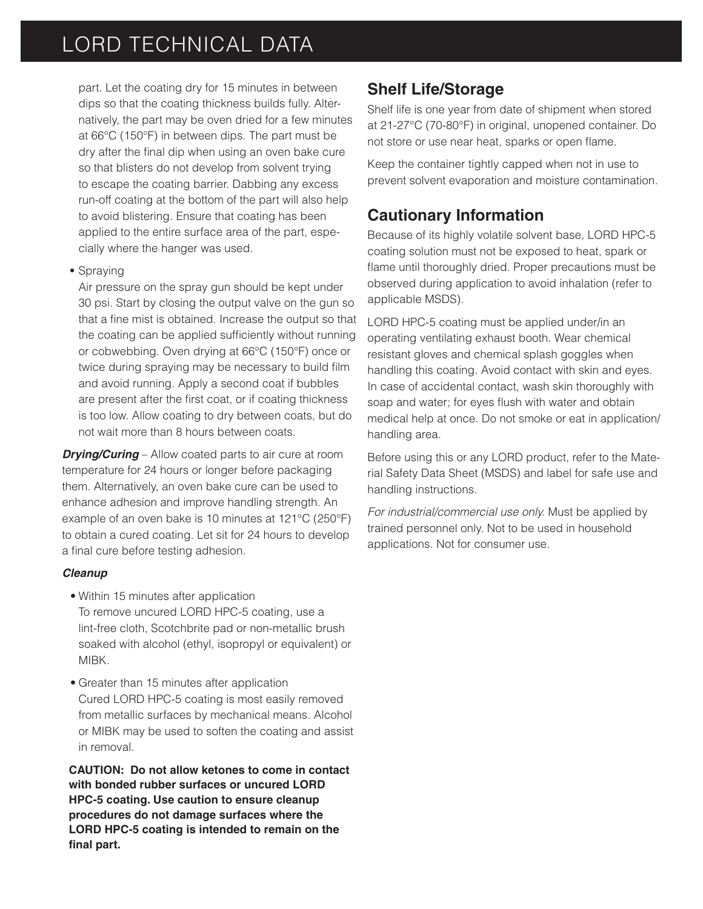part. Let the coating dry for 15 minutes in between dips so that the coating thickness builds fully. Alternatively, the part may be oven dried for a few minutes at 66°C (150°F) in between dips. The part must be dry after the final dip when using an oven bake cure so that blisters do not develop from solvent trying to escape the coating barrier. Dabbing any excess run-off coating at the bottom of the part will also help to avoid blistering. Ensure that coating has been applied to the entire surface area of the part, especially where the hanger was used.

- Spraying
  Air pressure on the spray gun should be kept under 30 psi. Start by closing the output valve on the gun so that a fine mist is obtained. Increase the output so that the coating can be applied sufficiently without running or cobwebbing. Oven drying at 66°C (150°F) once or twice during spraying may be necessary to build film and avoid running. Apply a second coat if bubbles are present after the first coat, or if coating thickness is too low. Allow coating to dry between coats, but do not wait more than 8 hours between coats.

***Drying/Curing*** – Allow coated parts to air cure at room temperature for 24 hours or longer before packaging them. Alternatively, an oven bake cure can be used to enhance adhesion and improve handling strength. An example of an oven bake is 10 minutes at 121°C (250°F) to obtain a cured coating. Let sit for 24 hours to develop a final cure before testing adhesion.

***Cleanup***

- Within 15 minutes after application
  To remove uncured LORD HPC-5 coating, use a lint-free cloth, Scotchbrite pad or non-metallic brush soaked with alcohol (ethyl, isopropyl or equivalent) or MIBK.
- Greater than 15 minutes after application
  Cured LORD HPC-5 coating is most easily removed from metallic surfaces by mechanical means. Alcohol or MIBK may be used to soften the coating and assist in removal.

**CAUTION: Do not allow ketones to come in contact with bonded rubber surfaces or uncured LORD HPC-5 coating. Use caution to ensure cleanup procedures do not damage surfaces where the LORD HPC-5 coating is intended to remain on the final part.**

## Shelf Life/Storage

Shelf life is one year from date of shipment when stored at 21-27°C (70-80°F) in original, unopened container. Do not store or use near heat, sparks or open flame.

Keep the container tightly capped when not in use to prevent solvent evaporation and moisture contamination.

## Cautionary Information

Because of its highly volatile solvent base, LORD HPC-5 coating solution must not be exposed to heat, spark or flame until thoroughly dried. Proper precautions must be observed during application to avoid inhalation (refer to applicable MSDS).

LORD HPC-5 coating must be applied under/in an operating ventilating exhaust booth. Wear chemical resistant gloves and chemical splash goggles when handling this coating. Avoid contact with skin and eyes. In case of accidental contact, wash skin thoroughly with soap and water; for eyes flush with water and obtain medical help at once. Do not smoke or eat in application/handling area.

Before using this or any LORD product, refer to the Material Safety Data Sheet (MSDS) and label for safe use and handling instructions.

*For industrial/commercial use only.* Must be applied by trained personnel only. Not to be used in household applications. Not for consumer use.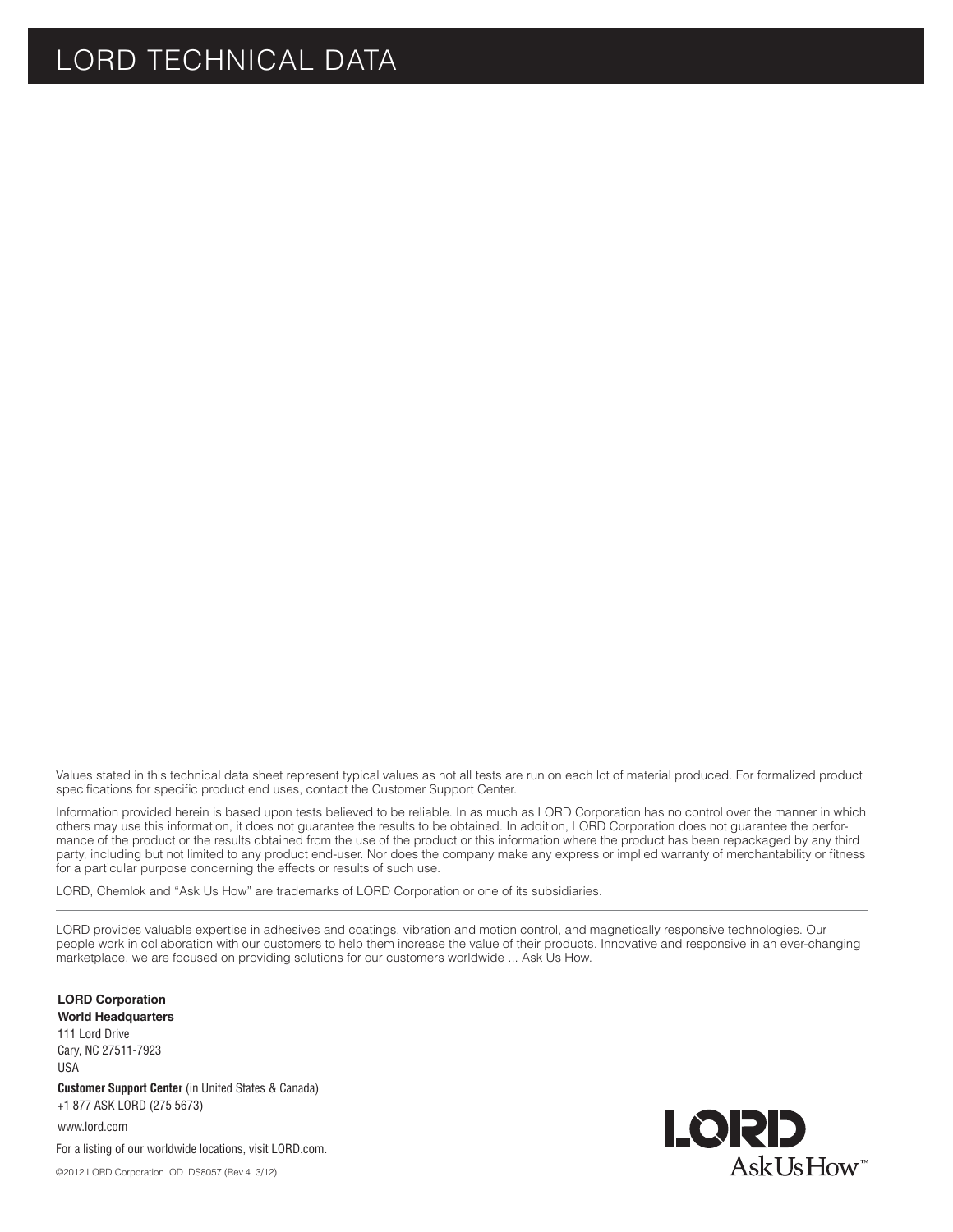Values stated in this technical data sheet represent typical values as not all tests are run on each lot of material produced. For formalized product specifications for specific product end uses, contact the Customer Support Center.

Information provided herein is based upon tests believed to be reliable. In as much as LORD Corporation has no control over the manner in which others may use this information, it does not guarantee the results to be obtained. In addition, LORD Corporation does not guarantee the performance of the product or the results obtained from the use of the product or this information where the product has been repackaged by any third party, including but not limited to any product end-user. Nor does the company make any express or implied warranty of merchantability or fitness for a particular purpose concerning the effects or results of such use.

LORD, Chemlok and "Ask Us How" are trademarks of LORD Corporation or one of its subsidiaries.

---

LORD provides valuable expertise in adhesives and coatings, vibration and motion control, and magnetically responsive technologies. Our people work in collaboration with our customers to help them increase the value of their products. Innovative and responsive in an ever-changing marketplace, we are focused on providing solutions for our customers worldwide ... Ask Us How.

**LORD Corporation**
**World Headquarters**
111 Lord Drive
Cary, NC 27511-7923
USA

**Customer Support Center** (in United States & Canada)
+1 877 ASK LORD (275 5673)

www.lord.com

For a listing of our worldwide locations, visit LORD.com.

©2012 LORD Corporation OD DS8057 (Rev.4 3/12)

LORD
Ask Us How™